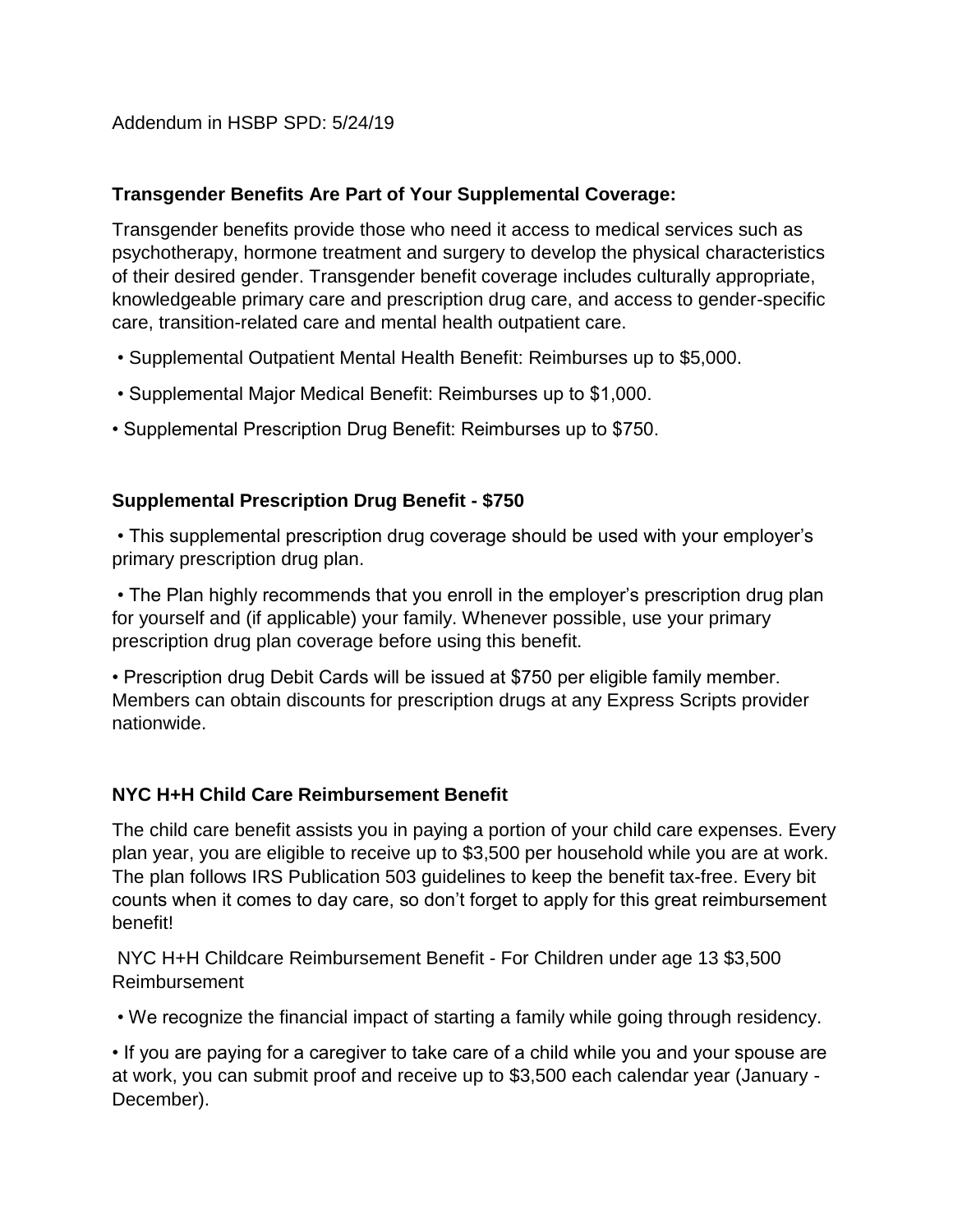Addendum in HSBP SPD: 5/24/19

**Transgender Benefits Are Part of Your Supplemental Coverage:**

Transgender benefits provide those who need it access to medical services such as psychotherapy, hormone treatment and surgery to develop the physical characteristics of their desired gender. Transgender benefit coverage includes culturally appropriate, knowledgeable primary care and prescription drug care, and access to gender-specific care, transition-related care and mental health outpatient care.

- Supplemental Outpatient Mental Health Benefit: Reimburses up to $5,000.
- Supplemental Major Medical Benefit: Reimburses up to $1,000.
- Supplemental Prescription Drug Benefit: Reimburses up to $750.

**Supplemental Prescription Drug Benefit - $750**

- This supplemental prescription drug coverage should be used with your employer's primary prescription drug plan.
- The Plan highly recommends that you enroll in the employer's prescription drug plan for yourself and (if applicable) your family. Whenever possible, use your primary prescription drug plan coverage before using this benefit.
- Prescription drug Debit Cards will be issued at $750 per eligible family member. Members can obtain discounts for prescription drugs at any Express Scripts provider nationwide.

**NYC H+H Child Care Reimbursement Benefit**

The child care benefit assists you in paying a portion of your child care expenses. Every plan year, you are eligible to receive up to $3,500 per household while you are at work. The plan follows IRS Publication 503 guidelines to keep the benefit tax-free. Every bit counts when it comes to day care, so don't forget to apply for this great reimbursement benefit!

NYC H+H Childcare Reimbursement Benefit - For Children under age 13 $3,500 Reimbursement

- We recognize the financial impact of starting a family while going through residency.
- If you are paying for a caregiver to take care of a child while you and your spouse are at work, you can submit proof and receive up to $3,500 each calendar year (January - December).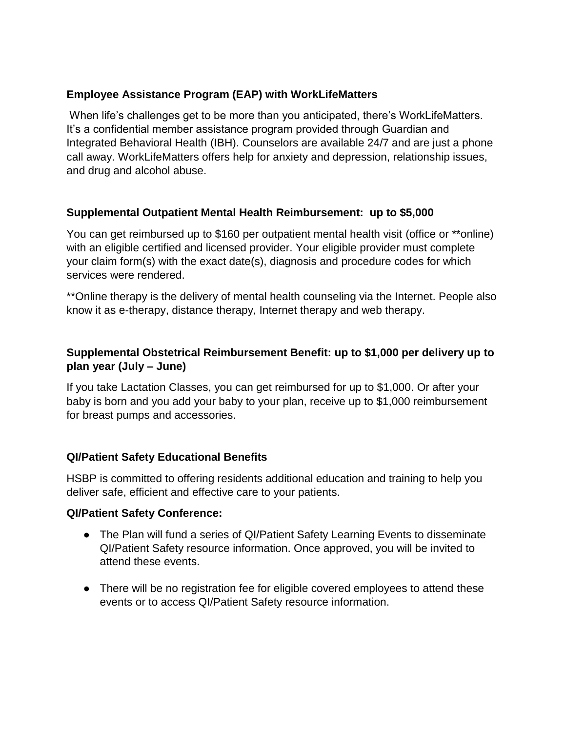### Employee Assistance Program (EAP) with WorkLifeMatters

When life's challenges get to be more than you anticipated, there's WorkLifeMatters. It's a confidential member assistance program provided through Guardian and Integrated Behavioral Health (IBH). Counselors are available 24/7 and are just a phone call away. WorkLifeMatters offers help for anxiety and depression, relationship issues, and drug and alcohol abuse.

### Supplemental Outpatient Mental Health Reimbursement: up to $5,000

You can get reimbursed up to $160 per outpatient mental health visit (office or **online) with an eligible certified and licensed provider. Your eligible provider must complete your claim form(s) with the exact date(s), diagnosis and procedure codes for which services were rendered.

**Online therapy is the delivery of mental health counseling via the Internet. People also know it as e-therapy, distance therapy, Internet therapy and web therapy.

### Supplemental Obstetrical Reimbursement Benefit: up to $1,000 per delivery up to plan year (July – June)

If you take Lactation Classes, you can get reimbursed for up to $1,000. Or after your baby is born and you add your baby to your plan, receive up to $1,000 reimbursement for breast pumps and accessories.

### QI/Patient Safety Educational Benefits

HSBP is committed to offering residents additional education and training to help you deliver safe, efficient and effective care to your patients.

**QI/Patient Safety Conference:**

- The Plan will fund a series of QI/Patient Safety Learning Events to disseminate QI/Patient Safety resource information. Once approved, you will be invited to attend these events.
- There will be no registration fee for eligible covered employees to attend these events or to access QI/Patient Safety resource information.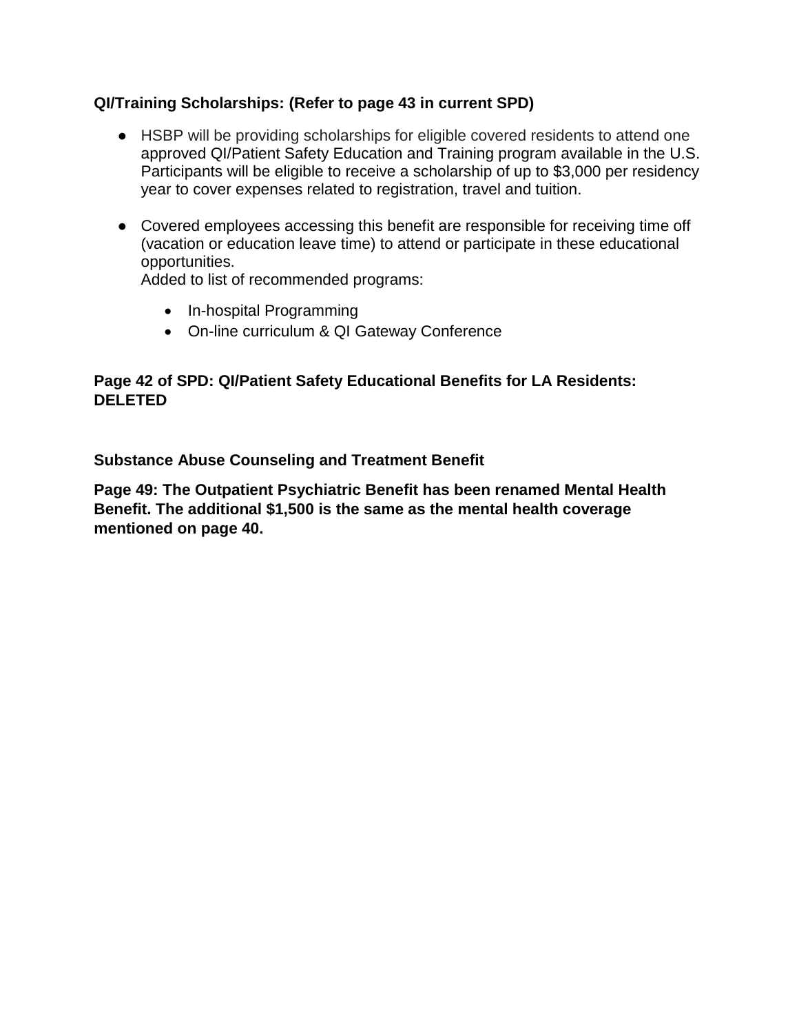**QI/Training Scholarships: (Refer to page 43 in current SPD)**

- HSBP will be providing scholarships for eligible covered residents to attend one approved QI/Patient Safety Education and Training program available in the U.S. Participants will be eligible to receive a scholarship of up to $3,000 per residency year to cover expenses related to registration, travel and tuition.

- Covered employees accessing this benefit are responsible for receiving time off (vacation or education leave time) to attend or participate in these educational opportunities.
  Added to list of recommended programs:
  - In-hospital Programming
  - On-line curriculum & QI Gateway Conference

**Page 42 of SPD: QI/Patient Safety Educational Benefits for LA Residents: DELETED**

**Substance Abuse Counseling and Treatment Benefit**

**Page 49: The Outpatient Psychiatric Benefit has been renamed Mental Health Benefit. The additional $1,500 is the same as the mental health coverage mentioned on page 40.**